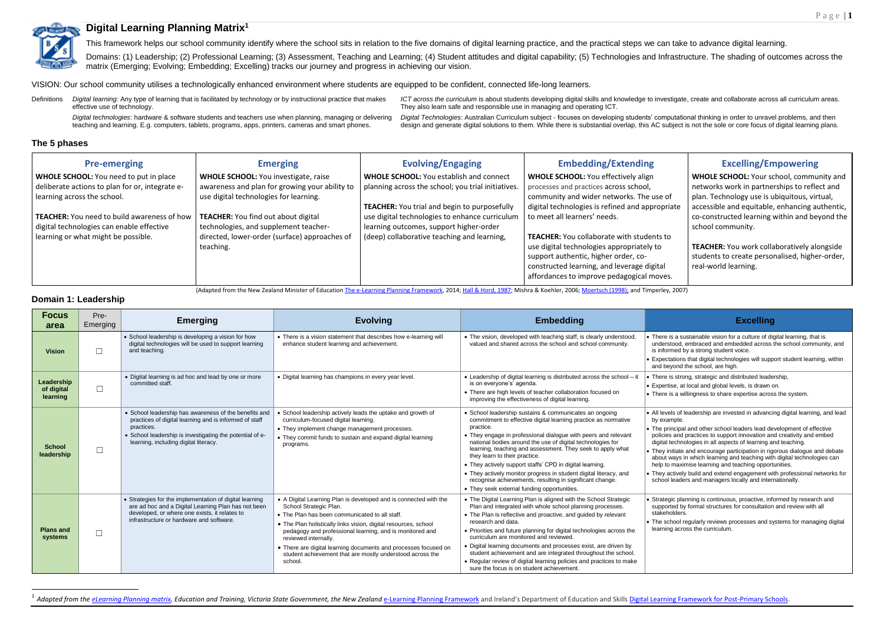# Digital Learning Planning Matrix[1]

This framework helps our school community identify where the school sits in relation to the five domains of digital learning practice, and the practical steps we can take to advance digital learning.

Domains: (1) Leadership; (2) Professional Learning; (3) Assessment, Teaching and Learning; (4) Student attitudes and digital capability; (5) Technologies and Infrastructure. The shading of outcomes across the matrix (Emerging; Evolving; Embedding; Excelling) tracks our journey and progress in achieving our vision.

VISION: Our school community utilises a technologically enhanced environment where students are equipped to be confident, connected life-long learners.

Definitions

*Digital learning:* Any type of learning that is facilitated by technology or by instructional practice that makes effective use of technology.

*Digital technologies*: hardware & software students and teachers use when planning, managing or delivering teaching and learning. E.g. computers, tablets, programs, apps, printers, cameras and smart phones.

*ICT across the curriculum* is about students developing digital skills and knowledge to investigate, create and collaborate across all curriculum areas. They also learn safe and responsible use in managing and operating ICT.

*Digital Technologies*: Australian Curriculum subject - focuses on developing students' computational thinking in order to unravel problems, and then design and generate digital solutions to them. While there is substantial overlap, this AC subject is not the sole or core focus of digital learning plans.

## The 5 phases

| Pre-emerging | Emerging | Evolving/Engaging | Embedding/Extending | Excelling/Empowering |
|---|---|---|---|---|
| **WHOLE SCHOOL:** You need to put in place deliberate actions to plan for or, integrate e-learning across the school.<br><br>**TEACHER:** You need to build awareness of how digital technologies can enable effective learning or what might be possible. | **WHOLE SCHOOL:** You investigate, raise awareness and plan for growing your ability to use digital technologies for learning.<br><br>**TEACHER:** You find out about digital technologies, and supplement teacher-directed, lower-order (surface) approaches of teaching. | **WHOLE SCHOOL:** You establish and connect planning across the school; you trial initiatives.<br><br>**TEACHER:** You trial and begin to purposefully use digital technologies to enhance curriculum learning outcomes, support higher-order (deep) collaborative teaching and learning, | **WHOLE SCHOOL:** You effectively align processes and practices across school, community and wider networks. The use of digital technologies is refined and appropriate to meet all learners' needs.<br><br>**TEACHER:** You collaborate with students to use digital technologies appropriately to support authentic, higher order, co-constructed learning, and leverage digital affordances to improve pedagogical moves. | **WHOLE SCHOOL:** Your school, community and networks work in partnerships to reflect and plan. Technology use is ubiquitous, virtual, accessible and equitable, enhancing authentic, co-constructed learning within and beyond the school community.<br><br>**TEACHER:** You work collaboratively alongside students to create personalised, higher-order, real-world learning. |

(Adapted from the New Zealand Minister of Education The e-Learning Planning Framework, 2014; Hall & Hord, 1987; Mishra & Koehler, 2006; Moertsch (1998); and Timperley, 2007)

## Domain 1: Leadership

| Focus area | Pre-Emerging | Emerging | Evolving | Embedding | Excelling |
|---|---|---|---|---|---|
| **Vision** | ☐ | • School leadership is developing a vision for how digital technologies will be used to support learning and teaching. | • There is a vision statement that describes how e-learning will enhance student learning and achievement. | • The vision, developed with teaching staff, is clearly understood, valued and shared across the school and school community. | • There is a sustainable vision for a culture of digital learning, that is understood, embraced and embedded across the school community, and is informed by a strong student voice.<br>• Expectations that digital technologies will support student learning, within and beyond the school, are high. |
| **Leadership of digital learning** | ☐ | • Digital learning is ad hoc and lead by one or more committed staff. | • Digital learning has champions in every year level. | • Leadership of digital learning is distributed across the school – it is on everyone's' agenda.<br>• There are high levels of teacher collaboration focused on improving the effectiveness of digital learning. | • There is strong, strategic and distributed leadership,<br>• Expertise, at local and global levels, is drawn on.<br>• There is a willingness to share expertise across the system. |
| **School leadership** | ☐ | • School leadership has awareness of the benefits and practices of digital learning and is informed of staff practices.<br>• School leadership is investigating the potential of e-learning, including digital literacy. | • School leadership actively leads the uptake and growth of curriculum-focused digital learning.<br>• They implement change management processes.<br>• They commit funds to sustain and expand digital learning programs. | • School leadership sustains & communicates an ongoing commitment to effective digital learning practice as normative practice.<br>• They engage in professional dialogue with peers and relevant national bodies around the use of digital technologies for learning, teaching and assessment. They seek to apply what they learn to their practice.<br>• They actively support staffs' CPD in digital learning.<br>• They actively monitor progress in student digital literacy, and recognise achievements, resulting in significant change.<br>• They seek external funding opportunities. | • All levels of leadership are invested in advancing digital learning, and lead by example.<br>• The principal and other school leaders lead development of effective policies and practices to support innovation and creativity and embed digital technologies in all aspects of learning and teaching.<br>• They initiate and encourage participation in rigorous dialogue and debate about ways in which learning and teaching with digital technologies can help to maximise learning and teaching opportunities.<br>• They actively build and extend engagement with professional networks for school leaders and managers locally and internationally. |
| **Plans and systems** | ☐ | • Strategies for the implementation of digital learning are ad hoc and a Digital Learning Plan has not been developed, or where one exists, it relates to infrastructure or hardware and software. | • A Digital Learning Plan is developed and is connected with the School Strategic Plan.<br>• The Plan has been communicated to all staff.<br>• The Plan holistically links vision, digital resources, school pedagogy and professional learning, and is monitored and reviewed internally.<br>• There are digital learning documents and processes focused on student achievement that are mostly understood across the school. | • The Digital Learning Plan is aligned with the School Strategic Plan and integrated with whole school planning processes.<br>• The Plan is reflective and proactive, and guided by relevant research and data.<br>• Priorities and future planning for digital technologies across the curriculum are monitored and reviewed.<br>• Digital learning documents and processes exist, are driven by student achievement and are integrated throughout the school.<br>• Regular review of digital learning policies and practices to make sure the focus is on student achievement. | • Strategic planning is continuous, proactive, informed by research and supported by formal structures for consultation and review with all stakeholders.<br>• The school regularly reviews processes and systems for managing digital learning across the curriculum. |

[1] *Adapted from the eLearning Planning matrix, Education and Training, Victoria State Government, the New Zealand* e-Learning Planning Framework and Ireland's Department of Education and Skills Digital Learning Framework for Post-Primary Schools.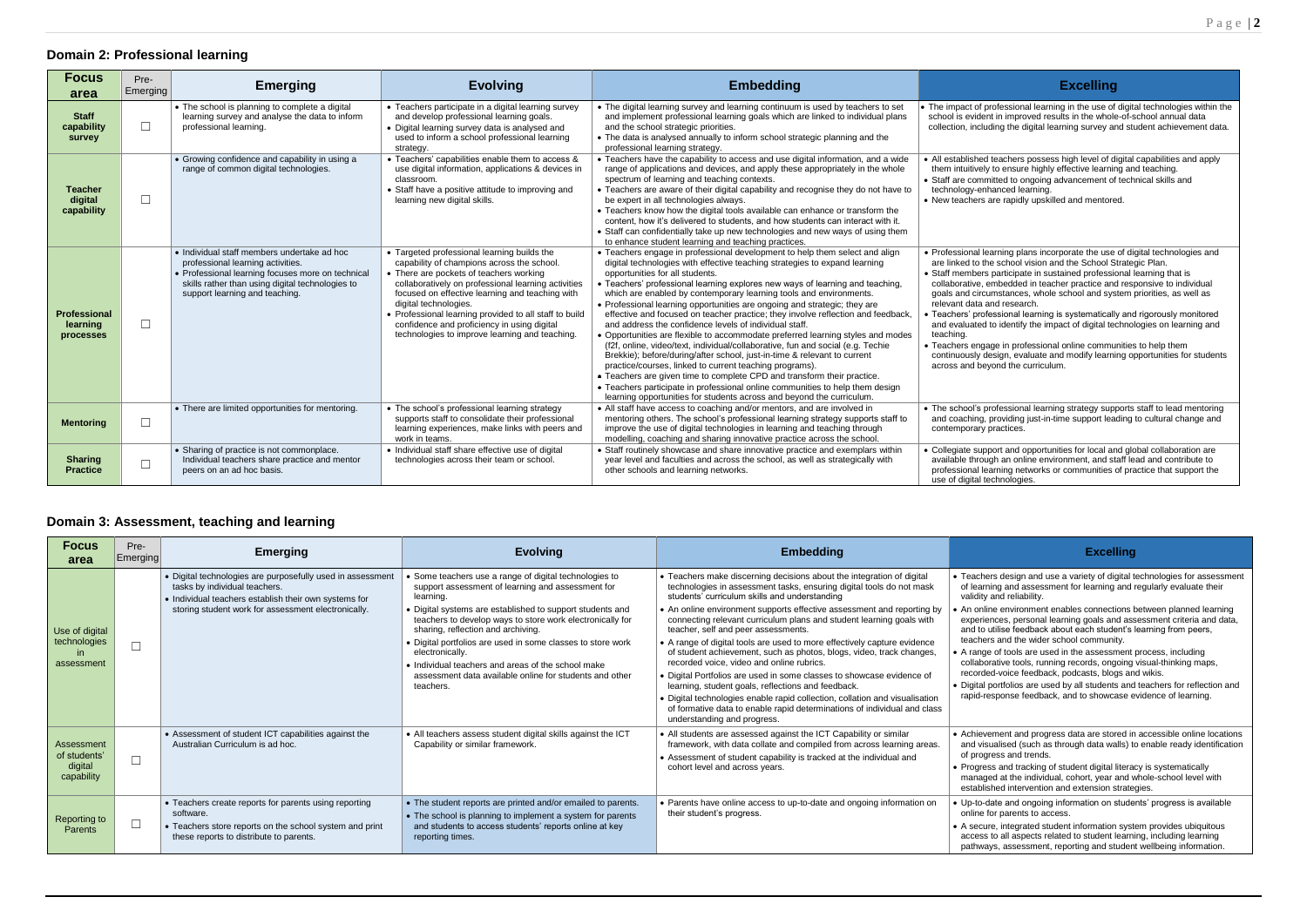## Domain 2: Professional learning

| Focus area | Pre-Emerging | Emerging | Evolving | Embedding | Excelling |
|---|---|---|---|---|---|
| **Staff capability survey** | ☐ | • The school is planning to complete a digital learning survey and analyse the data to inform professional learning. | • Teachers participate in a digital learning survey and develop professional learning goals.<br>• Digital learning survey data is analysed and used to inform a school professional learning strategy. | • The digital learning survey and learning continuum is used by teachers to set and implement professional learning goals which are linked to individual plans and the school strategic priorities.<br>• The data is analysed annually to inform school strategic planning and the professional learning strategy. | • The impact of professional learning in the use of digital technologies within the school is evident in improved results in the whole-of-school annual data collection, including the digital learning survey and student achievement data. |
| **Teacher digital capability** | ☐ | • Growing confidence and capability in using a range of common digital technologies. | • Teachers' capabilities enable them to access & use digital information, applications & devices in classroom.<br>• Staff have a positive attitude to improving and learning new digital skills. | • Teachers have the capability to access and use digital information, and a wide range of applications and devices, and apply these appropriately in the whole spectrum of learning and teaching contexts.<br>• Teachers are aware of their digital capability and recognise they do not have to be expert in all technologies always.<br>• Teachers know how the digital tools available can enhance or transform the content, how it's delivered to students, and how students can interact with it.<br>• Staff can confidentially take up new technologies and new ways of using them to enhance student learning and teaching practices. | • All established teachers possess high level of digital capabilities and apply them intuitively to ensure highly effective learning and teaching.<br>• Staff are committed to ongoing advancement of technical skills and technology-enhanced learning.<br>• New teachers are rapidly upskilled and mentored. |
| **Professional learning processes** | ☐ | • Individual staff members undertake ad hoc professional learning activities.<br>• Professional learning focuses more on technical skills rather than using digital technologies to support learning and teaching. | • Targeted professional learning builds the capability of champions across the school.<br>• There are pockets of teachers working collaboratively on professional learning activities focused on effective learning and teaching with digital technologies.<br>• Professional learning provided to all staff to build confidence and proficiency in using digital technologies to improve learning and teaching. | • Teachers engage in professional development to help them select and align digital technologies with effective teaching strategies to expand learning opportunities for all students.<br>• Teachers' professional learning explores new ways of learning and teaching, which are enabled by contemporary learning tools and environments.<br>• Professional learning opportunities are ongoing and strategic; they are effective and focused on teacher practice; they involve reflection and feedback, and address the confidence levels of individual staff.<br>• Opportunities are flexible to accommodate preferred learning styles and modes (f2f, online, video/text, individual/collaborative, fun and social (e.g. Techie Brekkie); before/during/after school, just-in-time & relevant to current practice/courses, linked to current teaching programs).<br>• Teachers are given time to complete CPD and transform their practice.<br>• Staff routinely showcase and share innovative practice and exemplars within year level and faculties and across the school, as well as strategically with other schools and learning networks.<br>• Teachers participate in professional online communities to help them design learning opportunities for students across and beyond the curriculum. | • Professional learning plans incorporate the use of digital technologies and are linked to the school vision and the School Strategic Plan.<br>• Staff members participate in sustained professional learning that is collaborative, embedded in teacher practice and responsive to individual goals and circumstances, whole school and system priorities, as well as relevant data and research.<br>• Teachers' professional learning is systematically and rigorously monitored and evaluated to identify the impact of digital technologies on learning and teaching.<br>• Teachers engage in professional online communities to help them continuously design, evaluate and modify learning opportunities for students across and beyond the curriculum. |
| **Mentoring** | ☐ | • There are limited opportunities for mentoring. | • The school's professional learning strategy supports staff to consolidate their professional learning experiences, make links with peers and work in teams. | • All staff have access to coaching and/or mentors, and are involved in mentoring others. The school's professional learning strategy supports staff to improve the use of digital technologies in learning and teaching through modelling, coaching and sharing innovative practice across the school. | • The school's professional learning strategy supports staff to lead mentoring and coaching, providing just-in-time support leading to cultural change and contemporary practices. |
| **Sharing Practice** | ☐ | • Sharing of practice is not commonplace. Individual teachers share practice and mentor peers on an ad hoc basis. | • Individual staff share effective use of digital technologies across their team or school. | | • Collegiate support and opportunities for local and global collaboration are available through an online environment, and staff lead and contribute to professional learning networks or communities of practice that support the use of digital technologies. |

## Domain 3: Assessment, teaching and learning

| Focus area | Pre-Emerging | Emerging | Evolving | Embedding | Excelling |
|---|---|---|---|---|---|
| Use of digital technologies in assessment | ☐ | • Digital technologies are purposefully used in assessment tasks by individual teachers.<br>• Individual teachers establish their own systems for storing student work for assessment electronically. | • Some teachers use a range of digital technologies to support assessment of learning and assessment for learning.<br>• Digital systems are established to support students and teachers to develop ways to store work electronically for sharing, reflection and archiving.<br>• Digital portfolios are used in some classes to store work electronically.<br>• Individual teachers and areas of the school make assessment data available online for students and other teachers. | • Teachers make discerning decisions about the integration of digital technologies in assessment tasks, ensuring digital tools do not mask students' curriculum skills and understanding<br>• An online environment supports effective assessment and reporting by connecting relevant curriculum plans and student learning goals with teacher, self and peer assessments.<br>• A range of digital tools are used to more effectively capture evidence of student achievement, such as photos, blogs, video, track changes, recorded voice, video and online rubrics.<br>• Digital Portfolios are used in some classes to showcase evidence of learning, student goals, reflections and feedback.<br>• Digital technologies enable rapid collection, collation and visualisation of formative data to enable rapid determinations of individual and class understanding and progress. | • Teachers design and use a variety of digital technologies for assessment of learning and assessment for learning and regularly evaluate their validity and reliability.<br>• An online environment enables connections between planned learning experiences, personal learning goals and assessment criteria and data, and to utilise feedback about each student's learning from peers, teachers and the wider school community.<br>• A range of tools are used in the assessment process, including collaborative tools, running records, ongoing visual-thinking maps, recorded-voice feedback, podcasts, blogs and wikis.<br>• Digital portfolios are used by all students and teachers for reflection and rapid-response feedback, and to showcase evidence of learning. |
| Assessment of students' digital capability | ☐ | • Assessment of student ICT capabilities against the Australian Curriculum is ad hoc. | • All teachers assess student digital skills against the ICT Capability or similar framework. | • All students are assessed against the ICT Capability or similar framework, with data collate and compiled from across learning areas.<br>• Assessment of student capability is tracked at the individual and cohort level and across years. | • Achievement and progress data are stored in accessible online locations and visualised (such as through data walls) to enable ready identification of progress and trends.<br>• Progress and tracking of student digital literacy is systematically managed at the individual, cohort, year and whole-school level with established intervention and extension strategies. |
| Reporting to Parents | ☐ | • Teachers create reports for parents using reporting software.<br>• Teachers store reports on the school system and print these reports to distribute to parents. | • The student reports are printed and/or emailed to parents.<br>• The school is planning to implement a system for parents and students to access students' reports online at key reporting times. | • Parents have online access to up-to-date and ongoing information on their student's progress. | • Up-to-date and ongoing information on students' progress is available online for parents to access.<br>• A secure, integrated student information system provides ubiquitous access to all aspects related to student learning, including learning pathways, assessment, reporting and student wellbeing information. |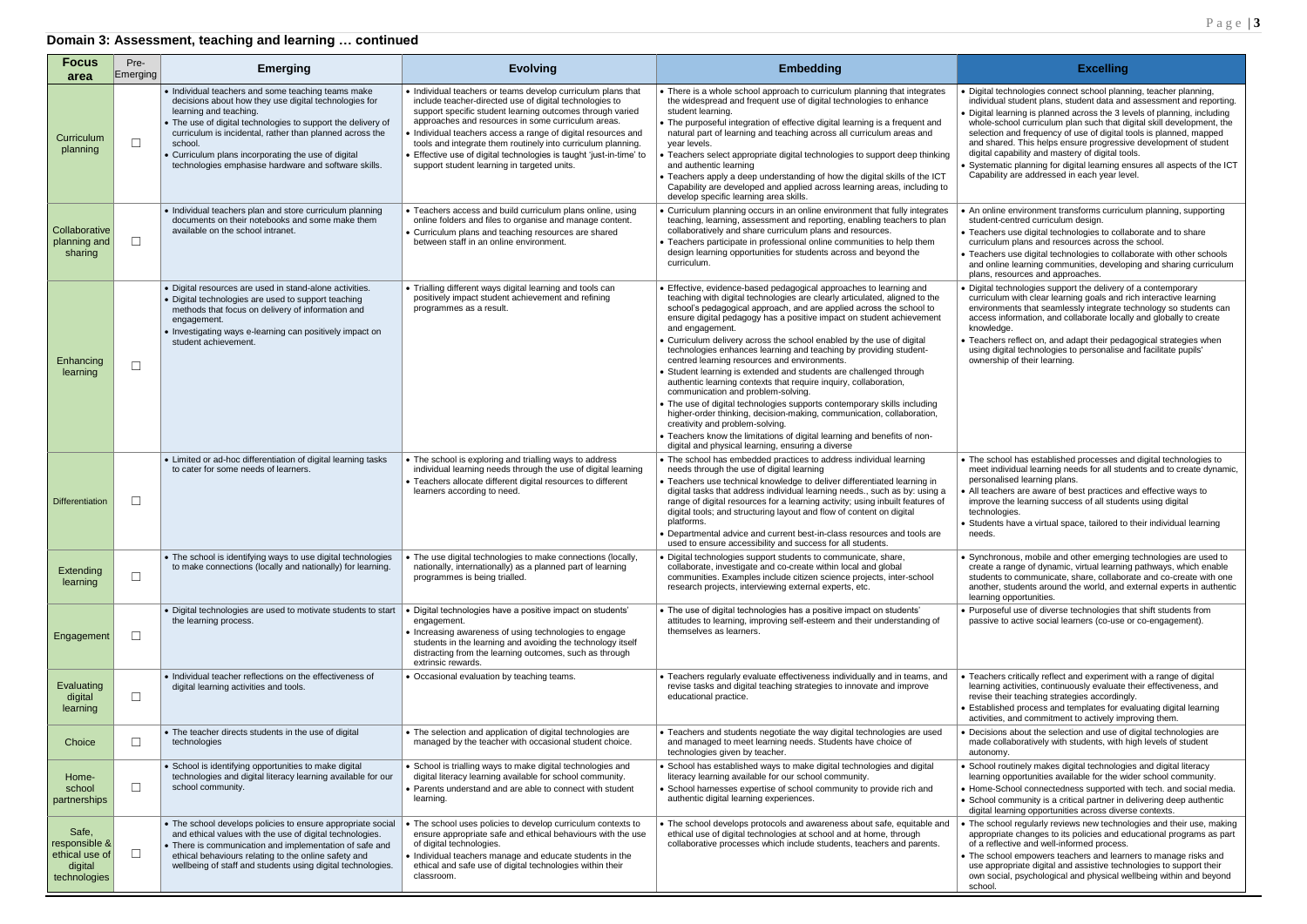## Domain 3: Assessment, teaching and learning … continued

| Focus area | Pre-Emerging | Emerging | Evolving | Embedding | Excelling |
|---|---|---|---|---|---|
| Curriculum planning | ☐ | • Individual teachers and some teaching teams make decisions about how they use digital technologies for learning and teaching.<br>• The use of digital technologies to support the delivery of curriculum is incidental, rather than planned across the school.<br>• Curriculum plans incorporating the use of digital technologies emphasise hardware and software skills. | • Individual teachers or teams develop curriculum plans that include teacher-directed use of digital technologies to support specific student learning outcomes through varied approaches and resources in some curriculum areas.<br>• Individual teachers access a range of digital resources and tools and integrate them routinely into curriculum planning.<br>• Effective use of digital technologies is taught 'just-in-time' to support student learning in targeted units. | • There is a whole school approach to curriculum planning that integrates the widespread and frequent use of digital technologies to enhance student learning.<br>• The purposeful integration of effective digital learning is a frequent and natural part of learning and teaching across all curriculum areas and year levels.<br>• Teachers select appropriate digital technologies to support deep thinking and authentic learning<br>• Teachers apply a deep understanding of how the digital skills of the ICT Capability are developed and applied across learning areas, including to develop specific learning area skills. | • Digital technologies connect school planning, teacher planning, individual student plans, student data and assessment and reporting.<br>• Digital learning is planned across the 3 levels of planning, including whole-school curriculum plan such that digital skill development, the selection and frequency of use of digital tools is planned, mapped and shared. This helps ensure progressive development of student digital capability and mastery of digital tools.<br>• Systematic planning for digital learning ensures all aspects of the ICT Capability are addressed in each year level. |
| Collaborative planning and sharing | ☐ | • Individual teachers plan and store curriculum planning documents on their notebooks and some make them available on the school intranet. | • Teachers access and build curriculum plans online, using online folders and files to organise and manage content.<br>• Curriculum plans and teaching resources are shared between staff in an online environment. | • Curriculum planning occurs in an online environment that fully integrates teaching, learning, assessment and reporting, enabling teachers to plan collaboratively and share curriculum plans and resources.<br>• Teachers participate in professional online communities to help them design learning opportunities for students across and beyond the curriculum. | • An online environment transforms curriculum planning, supporting student-centred curriculum design.<br>• Teachers use digital technologies to collaborate and to share curriculum plans and resources across the school.<br>• Teachers use digital technologies to collaborate with other schools and online learning communities, developing and sharing curriculum plans, resources and approaches. |
| Enhancing learning | ☐ | • Digital resources are used in stand-alone activities.<br>• Digital technologies are used to support teaching methods that focus on delivery of information and engagement.<br>• Investigating ways e-learning can positively impact on student achievement. | • Trialling different ways digital learning and tools can positively impact student achievement and refining programmes as a result. | • Effective, evidence-based pedagogical approaches to learning and teaching with digital technologies are clearly articulated, aligned to the school's pedagogical approach, and are applied across the school to ensure digital pedagogy has a positive impact on student achievement and engagement.<br>• Curriculum delivery across the school enabled by the use of digital technologies enhances learning and teaching by providing student-centred learning resources and environments.<br>• Student learning is extended and students are challenged through authentic learning contexts that require inquiry, collaboration, communication and problem-solving.<br>• The use of digital technologies supports contemporary skills including higher-order thinking, decision-making, communication, collaboration, creativity and problem-solving.<br>• Teachers know the limitations of digital learning and benefits of non-digital and physical learning, ensuring a diverse | • Digital technologies support the delivery of a contemporary curriculum with clear learning goals and rich interactive learning environments that seamlessly integrate technology so students can access information, and collaborate locally and globally to create knowledge.<br>• Teachers reflect on, and adapt their pedagogical strategies when using digital technologies to personalise and facilitate pupils' ownership of their learning. |
| Differentiation | ☐ | • Limited or ad-hoc differentiation of digital learning tasks to cater for some needs of learners. | • The school is exploring and trialling ways to address individual learning needs through the use of digital learning<br>• Teachers allocate different digital resources to different learners according to need. | • The school has embedded practices to address individual learning needs through the use of digital learning<br>• Teachers use technical knowledge to deliver differentiated learning in digital tasks that address individual learning needs., such as by: using a range of digital resources for a learning activity; using inbuilt features of digital tools; and structuring layout and flow of content on digital platforms.<br>• Departmental advice and current best-in-class resources and tools are used to ensure accessibility and success for all students. | • The school has established processes and digital technologies to meet individual learning needs for all students and to create dynamic, personalised learning plans.<br>• All teachers are aware of best practices and effective ways to improve the learning success of all students using digital technologies.<br>• Students have a virtual space, tailored to their individual learning needs. |
| Extending learning | ☐ | • The school is identifying ways to use digital technologies to make connections (locally and nationally) for learning. | • The use digital technologies to make connections (locally, nationally, internationally) as a planned part of learning programmes is being trialled. | • Digital technologies support students to communicate, share, collaborate, investigate and co-create within local and global communities. Examples include citizen science projects, inter-school research projects, interviewing external experts, etc. | • Synchronous, mobile and other emerging technologies are used to create a range of dynamic, virtual learning pathways, which enable students to communicate, share, collaborate and co-create with one another, students around the world, and external experts in authentic learning opportunities. |
| Engagement | ☐ | • Digital technologies are used to motivate students to start the learning process. | • Digital technologies have a positive impact on students' engagement.<br>• Increasing awareness of using technologies to engage students in the learning and avoiding the technology itself distracting from the learning outcomes, such as through extrinsic rewards. | • The use of digital technologies has a positive impact on students' attitudes to learning, improving self-esteem and their understanding of themselves as learners. | • Purposeful use of diverse technologies that shift students from passive to active social learners (co-use or co-engagement). |
| Evaluating digital learning | ☐ | • Individual teacher reflections on the effectiveness of digital learning activities and tools. | • Occasional evaluation by teaching teams. | • Teachers regularly evaluate effectiveness individually and in teams, and revise tasks and digital teaching strategies to innovate and improve educational practice. | • Teachers critically reflect and experiment with a range of digital learning activities, continuously evaluate their effectiveness, and revise their teaching strategies accordingly.<br>• Established process and templates for evaluating digital learning activities, and commitment to actively improving them. |
| Choice | ☐ | • The teacher directs students in the use of digital technologies | • The selection and application of digital technologies are managed by the teacher with occasional student choice. | • Teachers and students negotiate the way digital technologies are used and managed to meet learning needs. Students have choice of technologies given by teacher. | • Decisions about the selection and use of digital technologies are made collaboratively with students, with high levels of student autonomy. |
| Home-school partnerships | ☐ | • School is identifying opportunities to make digital technologies and digital literacy learning available for our school community. | • School is trialling ways to make digital technologies and digital literacy learning available for school community.<br>• Parents understand and are able to connect with student learning. | • School has established ways to make digital technologies and digital literacy learning available for our school community.<br>• School harnesses expertise of school community to provide rich and authentic digital learning experiences. | • School routinely makes digital technologies and digital literacy learning opportunities available for the wider school community.<br>• Home-School connectedness supported with tech. and social media.<br>• School community is a critical partner in delivering deep authentic digital learning opportunities across diverse contexts. |
| Safe, responsible & ethical use of digital technologies | ☐ | • The school develops policies to ensure appropriate social and ethical values with the use of digital technologies.<br>• There is communication and implementation of safe and ethical behaviours relating to the online safety and wellbeing of staff and students using digital technologies. | • The school uses policies to develop curriculum contexts to ensure appropriate safe and ethical behaviours with the use of digital technologies.<br>• Individual teachers manage and educate students in the ethical and safe use of digital technologies within their classroom. | • The school develops protocols and awareness about safe, equitable and ethical use of digital technologies at school and at home, through collaborative processes which include students, teachers and parents. | • The school regularly reviews new technologies and their use, making appropriate changes to its policies and educational programs as part of a reflective and well-informed process.<br>• The school empowers teachers and learners to manage risks and use appropriate digital and assistive technologies to support their own social, psychological and physical wellbeing within and beyond school. |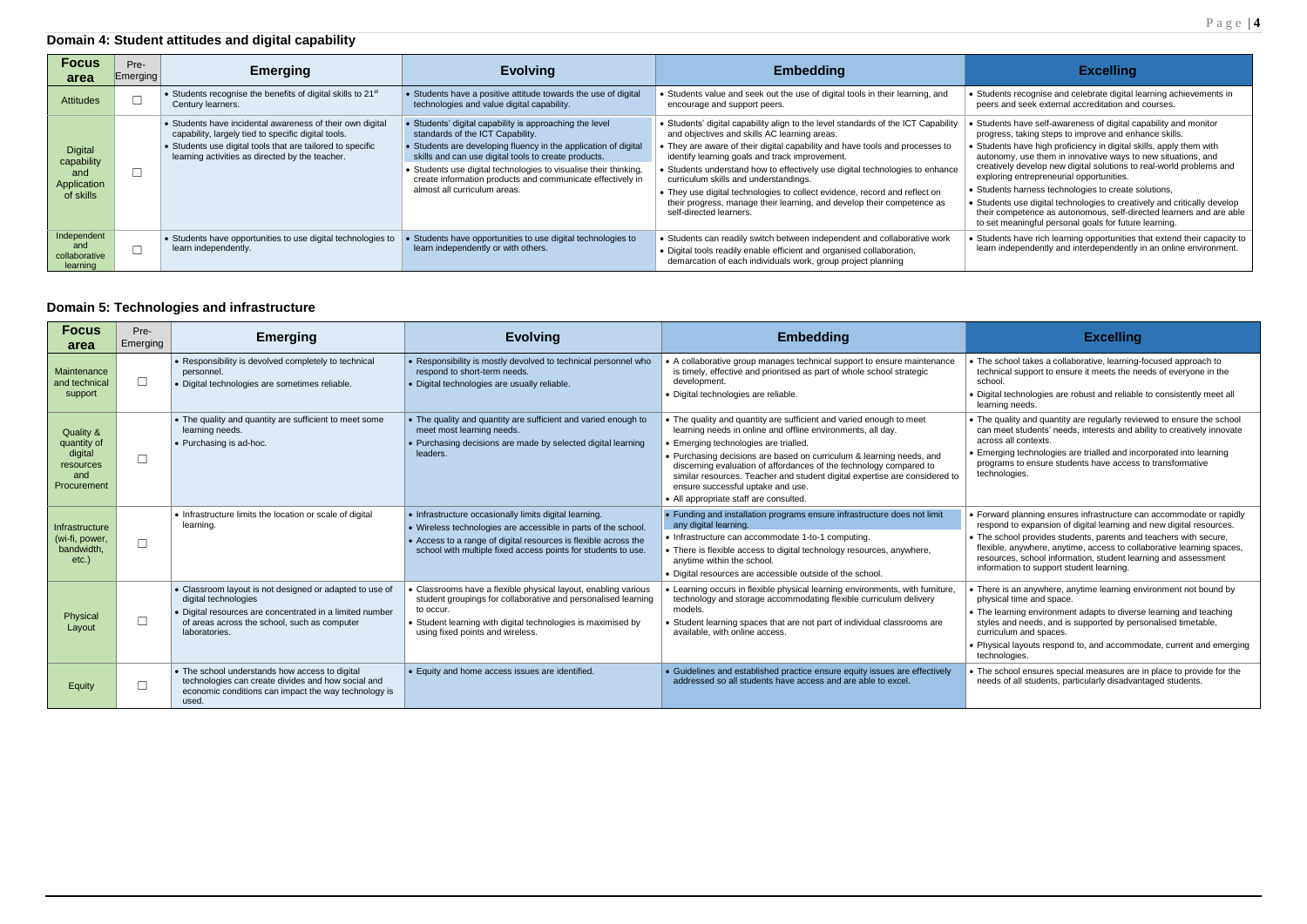## Domain 4: Student attitudes and digital capability

| Focus area | Pre-Emerging | Emerging | Evolving | Embedding | Excelling |
|---|---|---|---|---|---|
| Attitudes | ☐ | • Students recognise the benefits of digital skills to 21st Century learners. | • Students have a positive attitude towards the use of digital technologies and value digital capability. | • Students value and seek out the use of digital tools in their learning, and encourage and support peers. | • Students recognise and celebrate digital learning achievements in peers and seek external accreditation and courses. |
| Digital capability and Application of skills | ☐ | • Students have incidental awareness of their own digital capability, largely tied to specific digital tools.<br>• Students use digital tools that are tailored to specific learning activities as directed by the teacher. | • Students' digital capability is approaching the level standards of the ICT Capability.<br>• Students are developing fluency in the application of digital skills and can use digital tools to create products.<br>• Students use digital technologies to visualise their thinking, create information products and communicate effectively in almost all curriculum areas. | • Students' digital capability align to the level standards of the ICT Capability and objectives and skills AC learning areas.<br>• They are aware of their digital capability and have tools and processes to identify learning goals and track improvement.<br>• Students understand how to effectively use digital technologies to enhance curriculum skills and understandings.<br>• They use digital technologies to collect evidence, record and reflect on their progress, manage their learning, and develop their competence as self-directed learners. | • Students have self-awareness of digital capability and monitor progress, taking steps to improve and enhance skills.<br>• Students have high proficiency in digital skills, apply them with autonomy, use them in innovative ways to new situations, and creatively develop new digital solutions to real-world problems and exploring entrepreneurial opportunities.<br>• Students harness technologies to create solutions,<br>• Students use digital technologies to creatively and critically develop their competence as autonomous, self-directed learners and are able to set meaningful personal goals for future learning. |
| Independent and collaborative learning | ☐ | • Students have opportunities to use digital technologies to learn independently. | • Students have opportunities to use digital technologies to learn independently or with others. | • Students can readily switch between independent and collaborative work<br>• Digital tools readily enable efficient and organised collaboration, demarcation of each individuals work, group project planning | • Students have rich learning opportunities that extend their capacity to learn independently and interdependently in an online environment. |

## Domain 5: Technologies and infrastructure

| Focus area | Pre-Emerging | Emerging | Evolving | Embedding | Excelling |
|---|---|---|---|---|---|
| Maintenance and technical support | ☐ | • Responsibility is devolved completely to technical personnel.<br>• Digital technologies are sometimes reliable. | • Responsibility is mostly devolved to technical personnel who respond to short-term needs.<br>• Digital technologies are usually reliable. | • A collaborative group manages technical support to ensure maintenance is timely, effective and prioritised as part of whole school strategic development.<br>• Digital technologies are reliable. | • The school takes a collaborative, learning-focused approach to technical support to ensure it meets the needs of everyone in the school.<br>• Digital technologies are robust and reliable to consistently meet all learning needs. |
| Quality & quantity of digital resources and Procurement | ☐ | • The quality and quantity are sufficient to meet some learning needs.<br>• Purchasing is ad-hoc. | • The quality and quantity are sufficient and varied enough to meet most learning needs.<br>• Purchasing decisions are made by selected digital learning leaders. | • The quality and quantity are sufficient and varied enough to meet learning needs in online and offline environments, all day.<br>• Emerging technologies are trialled.<br>• Purchasing decisions are based on curriculum & learning needs, and discerning evaluation of affordances of the technology compared to similar resources. Teacher and student digital expertise are considered to ensure successful uptake and use.<br>• All appropriate staff are consulted. | • The quality and quantity are regularly reviewed to ensure the school can meet students' needs, interests and ability to creatively innovate across all contexts.<br>• Emerging technologies are trialled and incorporated into learning programs to ensure students have access to transformative technologies. |
| Infrastructure (wi-fi, power, bandwidth, etc.) | ☐ | • Infrastructure limits the location or scale of digital learning. | • Infrastructure occasionally limits digital learning.<br>• Wireless technologies are accessible in parts of the school.<br>• Access to a range of digital resources is flexible across the school with multiple fixed access points for students to use. | • Funding and installation programs ensure infrastructure does not limit any digital learning.<br>• Infrastructure can accommodate 1-to-1 computing.<br>• There is flexible access to digital technology resources, anywhere, anytime within the school.<br>• Digital resources are accessible outside of the school. | • Forward planning ensures infrastructure can accommodate or rapidly respond to expansion of digital learning and new digital resources.<br>• The school provides students, parents and teachers with secure, flexible, anywhere, anytime, access to collaborative learning spaces, resources, school information, student learning and assessment information to support student learning. |
| Physical Layout | ☐ | • Classroom layout is not designed or adapted to use of digital technologies<br>• Digital resources are concentrated in a limited number of areas across the school, such as computer laboratories. | • Classrooms have a flexible physical layout, enabling various student groupings for collaborative and personalised learning to occur.<br>• Student learning with digital technologies is maximised by using fixed points and wireless. | • Learning occurs in flexible physical learning environments, with furniture, technology and storage accommodating flexible curriculum delivery models.<br>• Student learning spaces that are not part of individual classrooms are available, with online access. | • There is an anywhere, anytime learning environment not bound by physical time and space.<br>• The learning environment adapts to diverse learning and teaching styles and needs, and is supported by personalised timetable, curriculum and spaces.<br>• Physical layouts respond to, and accommodate, current and emerging technologies. |
| Equity | ☐ | • The school understands how access to digital technologies can create divides and how social and economic conditions can impact the way technology is used. | • Equity and home access issues are identified. | • Guidelines and established practice ensure equity issues are effectively addressed so all students have access and are able to excel. | • The school ensures special measures are in place to provide for the needs of all students, particularly disadvantaged students. |